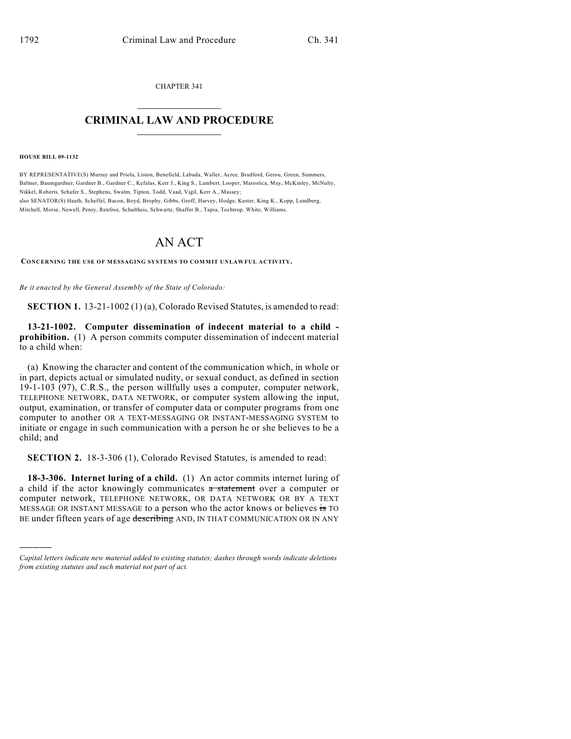CHAPTER 341

# CRIMINAL LAW AND PROCEDURE

**HOUSE BILL 09-1132**

BY REPRESENTATIVE(S) Murray and Priola, Liston, Benefield, Labuda, Waller, Acree, Bradford, Gerou, Green, Summers, Balmer, Baumgardner, Gardner B., Gardner C., Kefalas, Kerr J., King S., Lambert, Looper, Marostica, May, McKinley, McNulty, Nikkel, Roberts, Schafer S., Stephens, Swalm, Tipton, Todd, Vaad, Vigil, Kerr A., Massey;
also SENATOR(S) Heath, Scheffel, Bacon, Boyd, Brophy, Gibbs, Groff, Harvey, Hodge, Kester, King K., Kopp, Lundberg, Mitchell, Morse, Newell, Penry, Renfroe, Schultheis, Schwartz, Shaffer B., Tapia, Tochtrop, White, Williams.

# AN ACT

CONCERNING THE USE OF MESSAGING SYSTEMS TO COMMIT UNLAWFUL ACTIVITY.

*Be it enacted by the General Assembly of the State of Colorado:*

**SECTION 1.** 13-21-1002 (1) (a), Colorado Revised Statutes, is amended to read:

**13-21-1002. Computer dissemination of indecent material to a child - prohibition.** (1) A person commits computer dissemination of indecent material to a child when:

(a) Knowing the character and content of the communication which, in whole or in part, depicts actual or simulated nudity, or sexual conduct, as defined in section 19-1-103 (97), C.R.S., the person willfully uses a computer, computer network, TELEPHONE NETWORK, DATA NETWORK, or computer system allowing the input, output, examination, or transfer of computer data or computer programs from one computer to another OR A TEXT-MESSAGING OR INSTANT-MESSAGING SYSTEM to initiate or engage in such communication with a person he or she believes to be a child; and

**SECTION 2.** 18-3-306 (1), Colorado Revised Statutes, is amended to read:

**18-3-306. Internet luring of a child.** (1) An actor commits internet luring of a child if the actor knowingly communicates ~~a statement~~ over a computer or computer network, TELEPHONE NETWORK, OR DATA NETWORK OR BY A TEXT MESSAGE OR INSTANT MESSAGE to a person who the actor knows or believes ~~is~~ TO BE under fifteen years of age ~~describing~~ AND, IN THAT COMMUNICATION OR IN ANY

---

*Capital letters indicate new material added to existing statutes; dashes through words indicate deletions from existing statutes and such material not part of act.*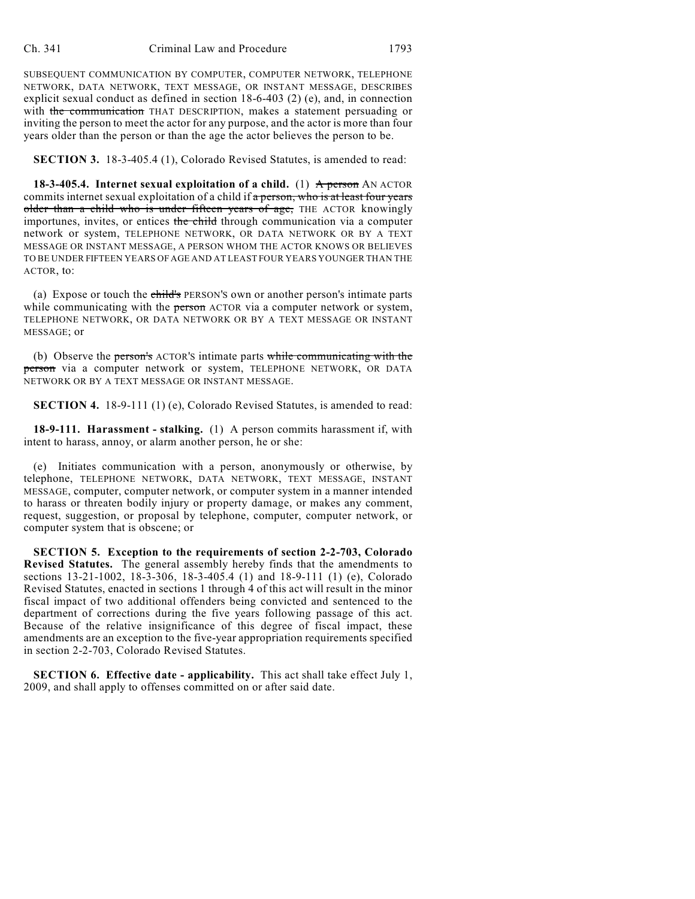SUBSEQUENT COMMUNICATION BY COMPUTER, COMPUTER NETWORK, TELEPHONE NETWORK, DATA NETWORK, TEXT MESSAGE, OR INSTANT MESSAGE, DESCRIBES explicit sexual conduct as defined in section 18-6-403 (2) (e), and, in connection with ~~the communication~~ THAT DESCRIPTION, makes a statement persuading or inviting the person to meet the actor for any purpose, and the actor is more than four years older than the person or than the age the actor believes the person to be.

**SECTION 3.** 18-3-405.4 (1), Colorado Revised Statutes, is amended to read:

**18-3-405.4. Internet sexual exploitation of a child.** (1) ~~A person~~ AN ACTOR commits internet sexual exploitation of a child if ~~a person, who is at least four years older than a child who is under fifteen years of age,~~ THE ACTOR knowingly importunes, invites, or entices ~~the child~~ through communication via a computer network or system, TELEPHONE NETWORK, OR DATA NETWORK OR BY A TEXT MESSAGE OR INSTANT MESSAGE, A PERSON WHOM THE ACTOR KNOWS OR BELIEVES TO BE UNDER FIFTEEN YEARS OF AGE AND AT LEAST FOUR YEARS YOUNGER THAN THE ACTOR, to:

(a) Expose or touch the ~~child's~~ PERSON'S own or another person's intimate parts while communicating with the ~~person~~ ACTOR via a computer network or system, TELEPHONE NETWORK, OR DATA NETWORK OR BY A TEXT MESSAGE OR INSTANT MESSAGE; or

(b) Observe the ~~person's~~ ACTOR'S intimate parts ~~while communicating with the person~~ via a computer network or system, TELEPHONE NETWORK, OR DATA NETWORK OR BY A TEXT MESSAGE OR INSTANT MESSAGE.

**SECTION 4.** 18-9-111 (1) (e), Colorado Revised Statutes, is amended to read:

**18-9-111. Harassment - stalking.** (1) A person commits harassment if, with intent to harass, annoy, or alarm another person, he or she:

(e) Initiates communication with a person, anonymously or otherwise, by telephone, TELEPHONE NETWORK, DATA NETWORK, TEXT MESSAGE, INSTANT MESSAGE, computer, computer network, or computer system in a manner intended to harass or threaten bodily injury or property damage, or makes any comment, request, suggestion, or proposal by telephone, computer, computer network, or computer system that is obscene; or

**SECTION 5. Exception to the requirements of section 2-2-703, Colorado Revised Statutes.** The general assembly hereby finds that the amendments to sections 13-21-1002, 18-3-306, 18-3-405.4 (1) and 18-9-111 (1) (e), Colorado Revised Statutes, enacted in sections 1 through 4 of this act will result in the minor fiscal impact of two additional offenders being convicted and sentenced to the department of corrections during the five years following passage of this act. Because of the relative insignificance of this degree of fiscal impact, these amendments are an exception to the five-year appropriation requirements specified in section 2-2-703, Colorado Revised Statutes.

**SECTION 6. Effective date - applicability.** This act shall take effect July 1, 2009, and shall apply to offenses committed on or after said date.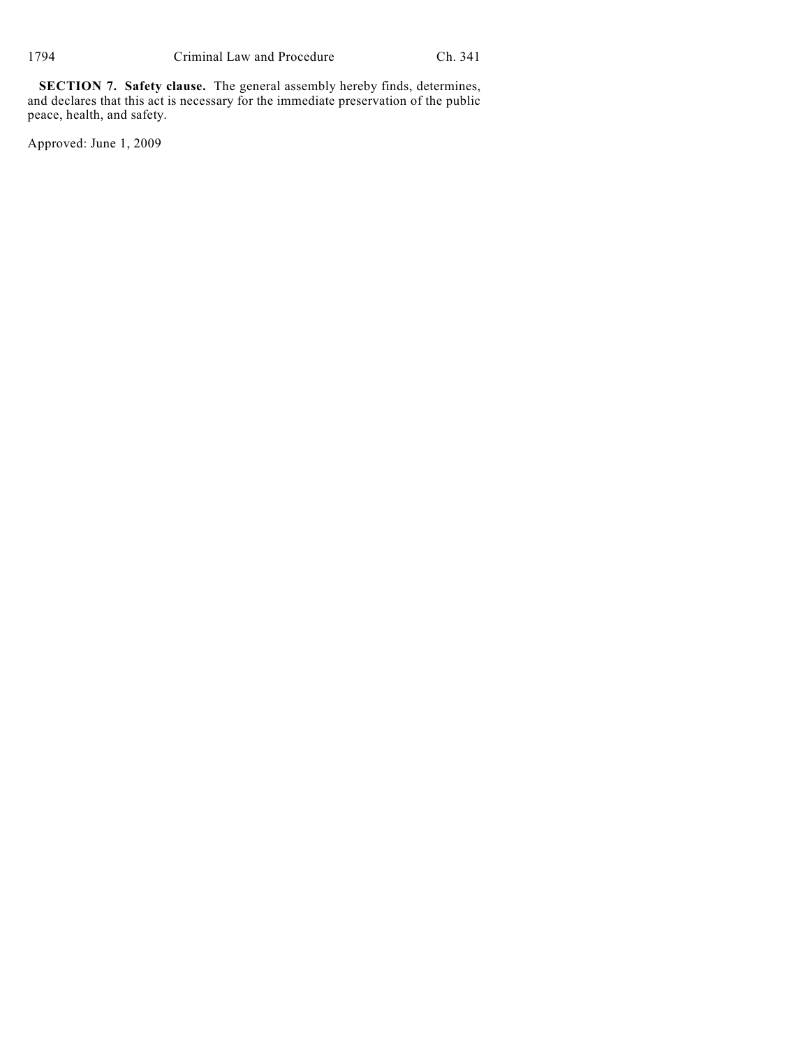**SECTION 7. Safety clause.** The general assembly hereby finds, determines, and declares that this act is necessary for the immediate preservation of the public peace, health, and safety.

Approved: June 1, 2009